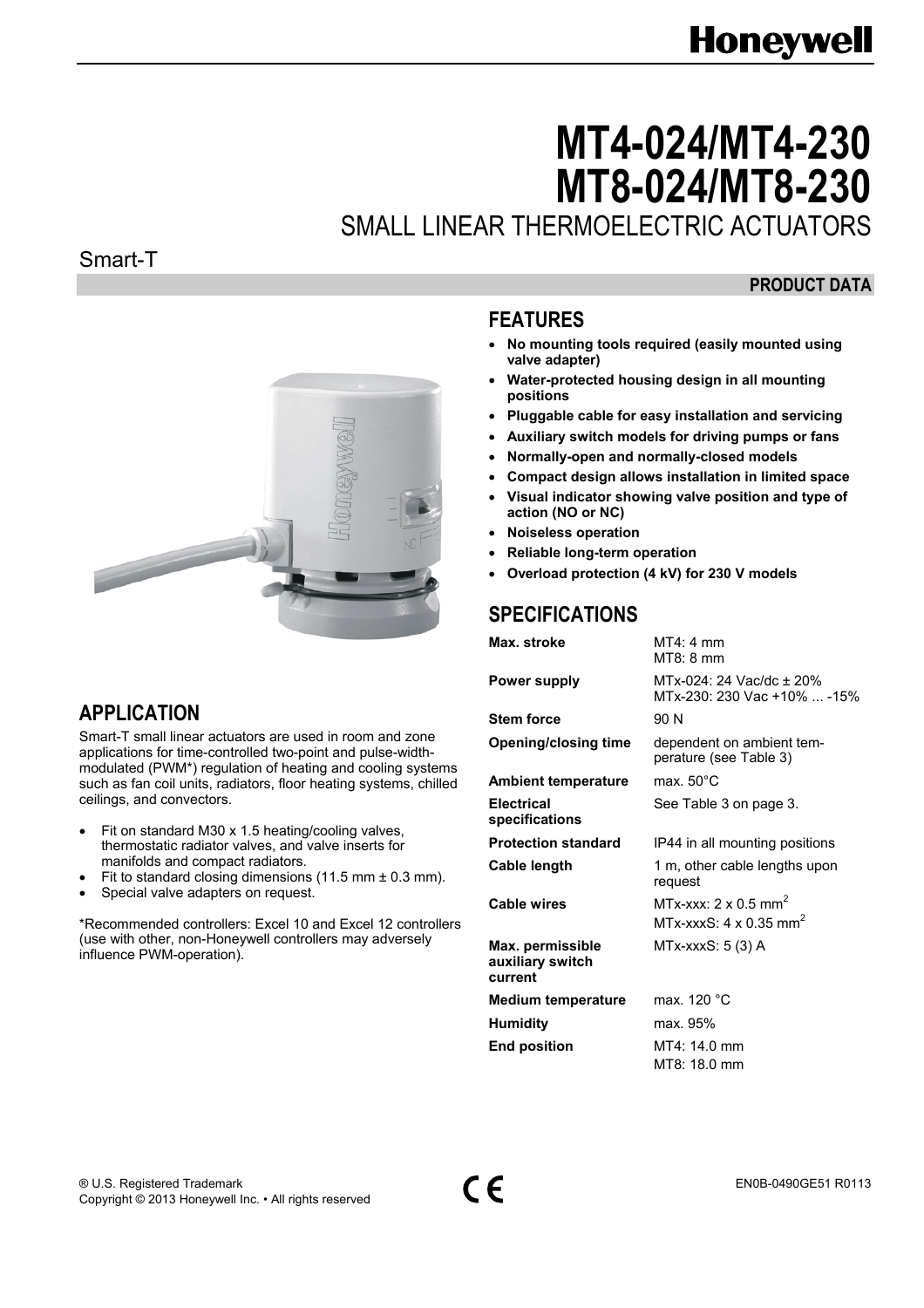Honeywell

# MT4-024/MT4-230
# MT8-024/MT8-230

## SMALL LINEAR THERMOELECTRIC ACTUATORS

Smart-T

**PRODUCT DATA**

## FEATURES

- **No mounting tools required (easily mounted using valve adapter)**
- **Water-protected housing design in all mounting positions**
- **Pluggable cable for easy installation and servicing**
- **Auxiliary switch models for driving pumps or fans**
- **Normally-open and normally-closed models**
- **Compact design allows installation in limited space**
- **Visual indicator showing valve position and type of action (NO or NC)**
- **Noiseless operation**
- **Reliable long-term operation**
- **Overload protection (4 kV) for 230 V models**

## APPLICATION

Smart-T small linear actuators are used in room and zone applications for time-controlled two-point and pulse-width-modulated (PWM*) regulation of heating and cooling systems such as fan coil units, radiators, floor heating systems, chilled ceilings, and convectors.

- Fit on standard M30 x 1.5 heating/cooling valves, thermostatic radiator valves, and valve inserts for manifolds and compact radiators.
- Fit to standard closing dimensions (11.5 mm ± 0.3 mm).
- Special valve adapters on request.

*Recommended controllers: Excel 10 and Excel 12 controllers (use with other, non-Honeywell controllers may adversely influence PWM-operation).

## SPECIFICATIONS

| | |
|---|---|
| **Max. stroke** | MT4: 4 mm<br>MT8: 8 mm |
| **Power supply** | MTx-024: 24 Vac/dc ± 20%<br>MTx-230: 230 Vac +10% ... -15% |
| **Stem force** | 90 N |
| **Opening/closing time** | dependent on ambient temperature (see Table 3) |
| **Ambient temperature** | max. 50°C |
| **Electrical specifications** | See Table 3 on page 3. |
| **Protection standard** | IP44 in all mounting positions |
| **Cable length** | 1 m, other cable lengths upon request |
| **Cable wires** | MTx-xxx: 2 x 0.5 mm$^2$<br>MTx-xxxS: 4 x 0.35 mm$^2$ |
| **Max. permissible auxiliary switch current** | MTx-xxxS: 5 (3) A |
| **Medium temperature** | max. 120 °C |
| **Humidity** | max. 95% |
| **End position** | MT4: 14.0 mm<br>MT8: 18.0 mm |

® U.S. Registered Trademark
Copyright © 2013 Honeywell Inc. • All rights reserved

EN0B-0490GE51 R0113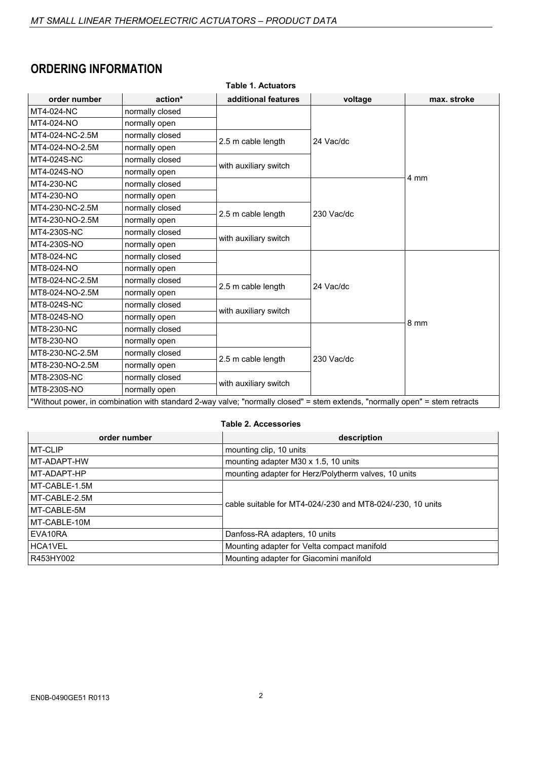## ORDERING INFORMATION

**Table 1. Actuators**

| order number | action* | additional features | voltage | max. stroke |
|---|---|---|---|---|
| MT4-024-NC | normally closed | | 24 Vac/dc | 4 mm |
| MT4-024-NO | normally open | | | |
| MT4-024-NC-2.5M | normally closed | 2.5 m cable length | | |
| MT4-024-NO-2.5M | normally open | | | |
| MT4-024S-NC | normally closed | with auxiliary switch | | |
| MT4-024S-NO | normally open | | | |
| MT4-230-NC | normally closed | | 230 Vac/dc | |
| MT4-230-NO | normally open | | | |
| MT4-230-NC-2.5M | normally closed | 2.5 m cable length | | |
| MT4-230-NO-2.5M | normally open | | | |
| MT4-230S-NC | normally closed | with auxiliary switch | | |
| MT4-230S-NO | normally open | | | |
| MT8-024-NC | normally closed | | 24 Vac/dc | 8 mm |
| MT8-024-NO | normally open | | | |
| MT8-024-NC-2.5M | normally closed | 2.5 m cable length | | |
| MT8-024-NO-2.5M | normally open | | | |
| MT8-024S-NC | normally closed | with auxiliary switch | | |
| MT8-024S-NO | normally open | | | |
| MT8-230-NC | normally closed | | 230 Vac/dc | |
| MT8-230-NO | normally open | | | |
| MT8-230-NC-2.5M | normally closed | 2.5 m cable length | | |
| MT8-230-NO-2.5M | normally open | | | |
| MT8-230S-NC | normally closed | with auxiliary switch | | |
| MT8-230S-NO | normally open | | | |

*Without power, in combination with standard 2-way valve; "normally closed" = stem extends, "normally open" = stem retracts

**Table 2. Accessories**

| order number | description |
|---|---|
| MT-CLIP | mounting clip, 10 units |
| MT-ADAPT-HW | mounting adapter M30 x 1.5, 10 units |
| MT-ADAPT-HP | mounting adapter for Herz/Polytherm valves, 10 units |
| MT-CABLE-1.5M | cable suitable for MT4-024/-230 and MT8-024/-230, 10 units |
| MT-CABLE-2.5M | |
| MT-CABLE-5M | |
| MT-CABLE-10M | |
| EVA10RA | Danfoss-RA adapters, 10 units |
| HCA1VEL | Mounting adapter for Velta compact manifold |
| R453HY002 | Mounting adapter for Giacomini manifold |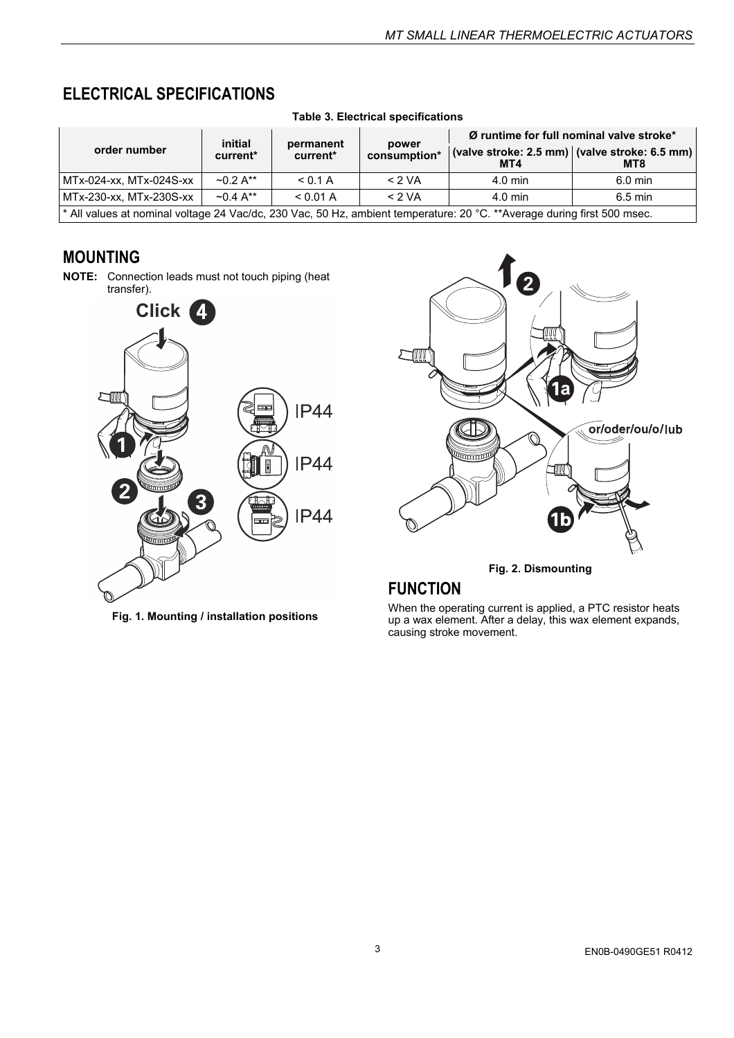## ELECTRICAL SPECIFICATIONS

**Table 3. Electrical specifications**

| order number | initial current* | permanent current* | power consumption* | Ø runtime for full nominal valve stroke* | |
|---|---|---|---|---|---|
| | | | | (valve stroke: 2.5 mm) MT4 | (valve stroke: 6.5 mm) MT8 |
| MTx-024-xx, MTx-024S-xx | ~0.2 A** | < 0.1 A | < 2 VA | 4.0 min | 6.0 min |
| MTx-230-xx, MTx-230S-xx | ~0.4 A** | < 0.01 A | < 2 VA | 4.0 min | 6.5 min |

\* All values at nominal voltage 24 Vac/dc, 230 Vac, 50 Hz, ambient temperature: 20 °C. **Average during first 500 msec.

## MOUNTING

**NOTE:** Connection leads must not touch piping (heat transfer).

Fig. 1. Mounting / installation positions

Fig. 2. Dismounting

## FUNCTION

When the operating current is applied, a PTC resistor heats up a wax element. After a delay, this wax element expands, causing stroke movement.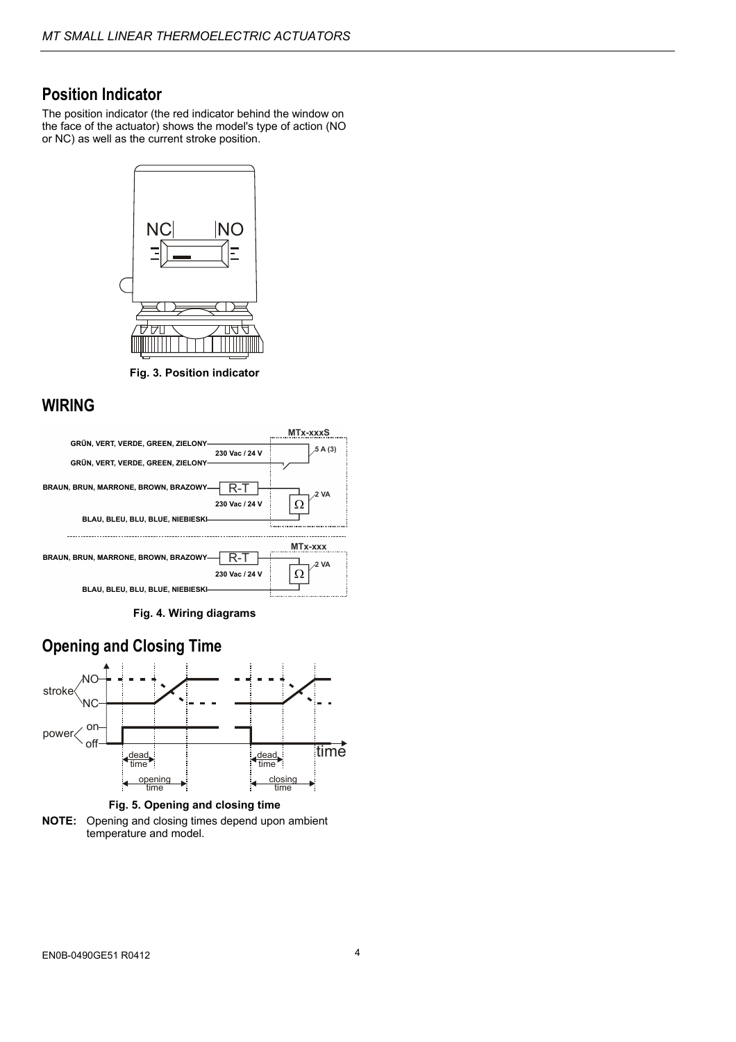## Position Indicator

The position indicator (the red indicator behind the window on the face of the actuator) shows the model's type of action (NO or NC) as well as the current stroke position.

**Fig. 3. Position indicator**

## WIRING

**Fig. 4. Wiring diagrams**

## Opening and Closing Time

**Fig. 5. Opening and closing time**

**NOTE:** Opening and closing times depend upon ambient temperature and model.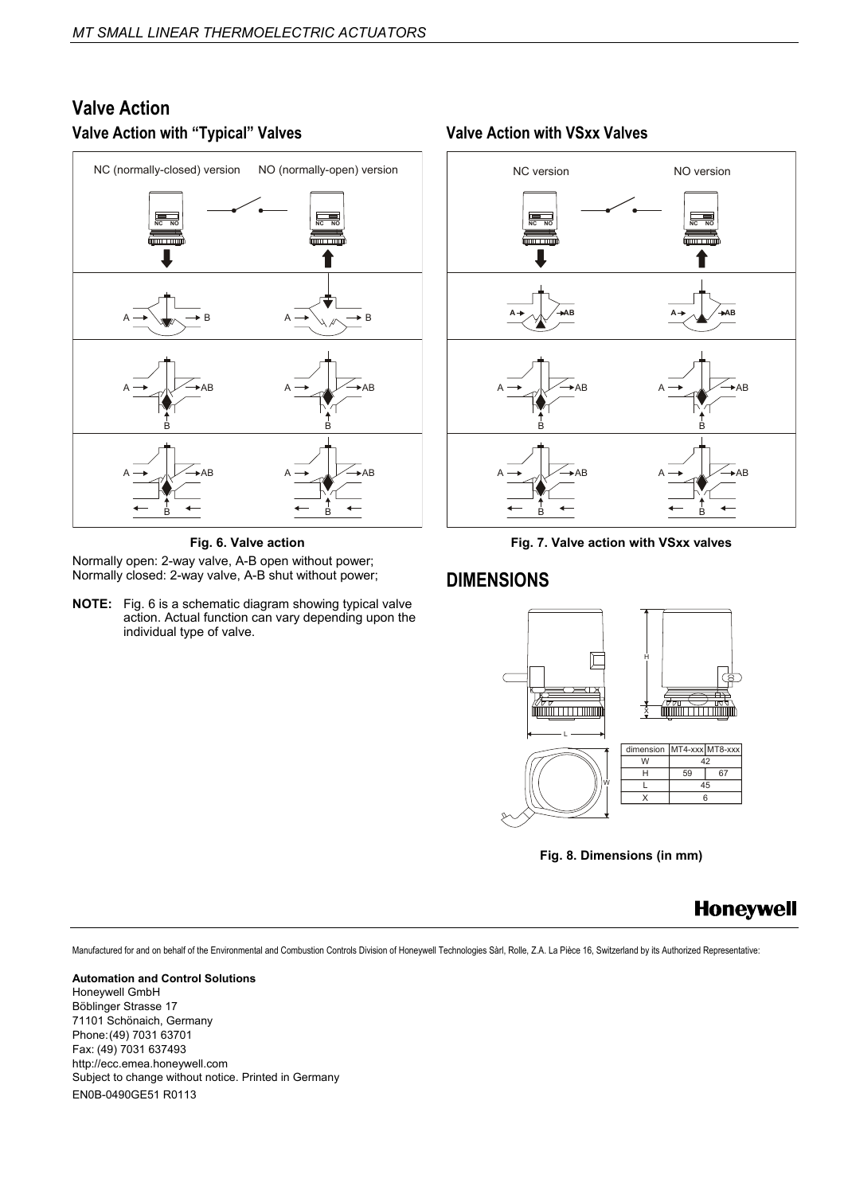## Valve Action

### Valve Action with "Typical" Valves

NC (normally-closed) version NO (normally-open) version

A B A B

A AB A AB

B B

A AB A AB

B B

**Fig. 6. Valve action**

Normally open: 2-way valve, A-B open without power;
Normally closed: 2-way valve, A-B shut without power;

**NOTE:** Fig. 6 is a schematic diagram showing typical valve action. Actual function can vary depending upon the individual type of valve.

### Valve Action with VSxx Valves

NC version NO version

A AB A AB

A AB A AB

B B

A AB A AB

B B

**Fig. 7. Valve action with VSxx valves**

## DIMENSIONS

H

X

L

W

| dimension | MT4-xxx | MT8-xxx |
|---|---|---|
| W | 42 | |
| H | 59 | 67 |
| L | 45 | |
| X | 6 | |

**Fig. 8. Dimensions (in mm)**

**Honeywell**

Manufactured for and on behalf of the Environmental and Combustion Controls Division of Honeywell Technologies Sàrl, Rolle, Z.A. La Pièce 16, Switzerland by its Authorized Representative:

**Automation and Control Solutions**
Honeywell GmbH
Böblinger Strasse 17
71101 Schönaich, Germany
Phone:(49) 7031 63701
Fax: (49) 7031 637493
http://ecc.emea.honeywell.com
Subject to change without notice. Printed in Germany
EN0B-0490GE51 R0113